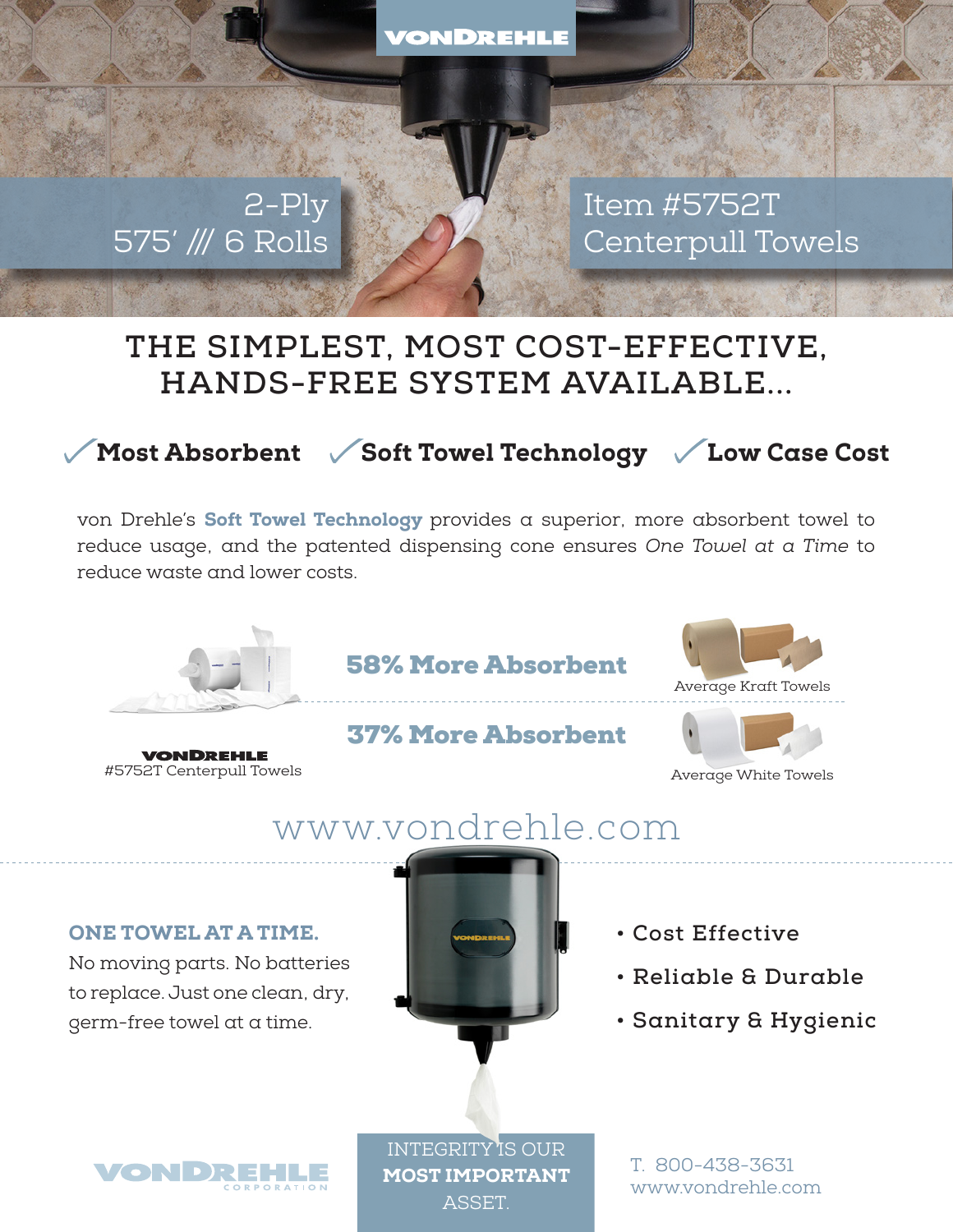VONDREHLE

2-Ply
575' /// 6 Rolls

Item #5752T
Centerpull Towels

# THE SIMPLEST, MOST COST-EFFECTIVE, HANDS-FREE SYSTEM AVAILABLE...

✓**Most Absorbent** ✓**Soft Towel Technology** ✓**Low Case Cost**

von Drehle's **Soft Towel Technology** provides a superior, more absorbent towel to reduce usage, and the patented dispensing cone ensures *One Towel at a Time* to reduce waste and lower costs.

**58% More Absorbent** — Average Kraft Towels

**37% More Absorbent** — Average White Towels

VONDREHLE
#5752T Centerpull Towels

www.vondrehle.com

**ONE TOWEL AT A TIME.**
No moving parts. No batteries to replace. Just one clean, dry, germ-free towel at a time.

- Cost Effective
- Reliable & Durable
- Sanitary & Hygienic

VONDREHLE CORPORATION

INTEGRITY IS OUR **MOST IMPORTANT** ASSET.

T. 800-438-3631
www.vondrehle.com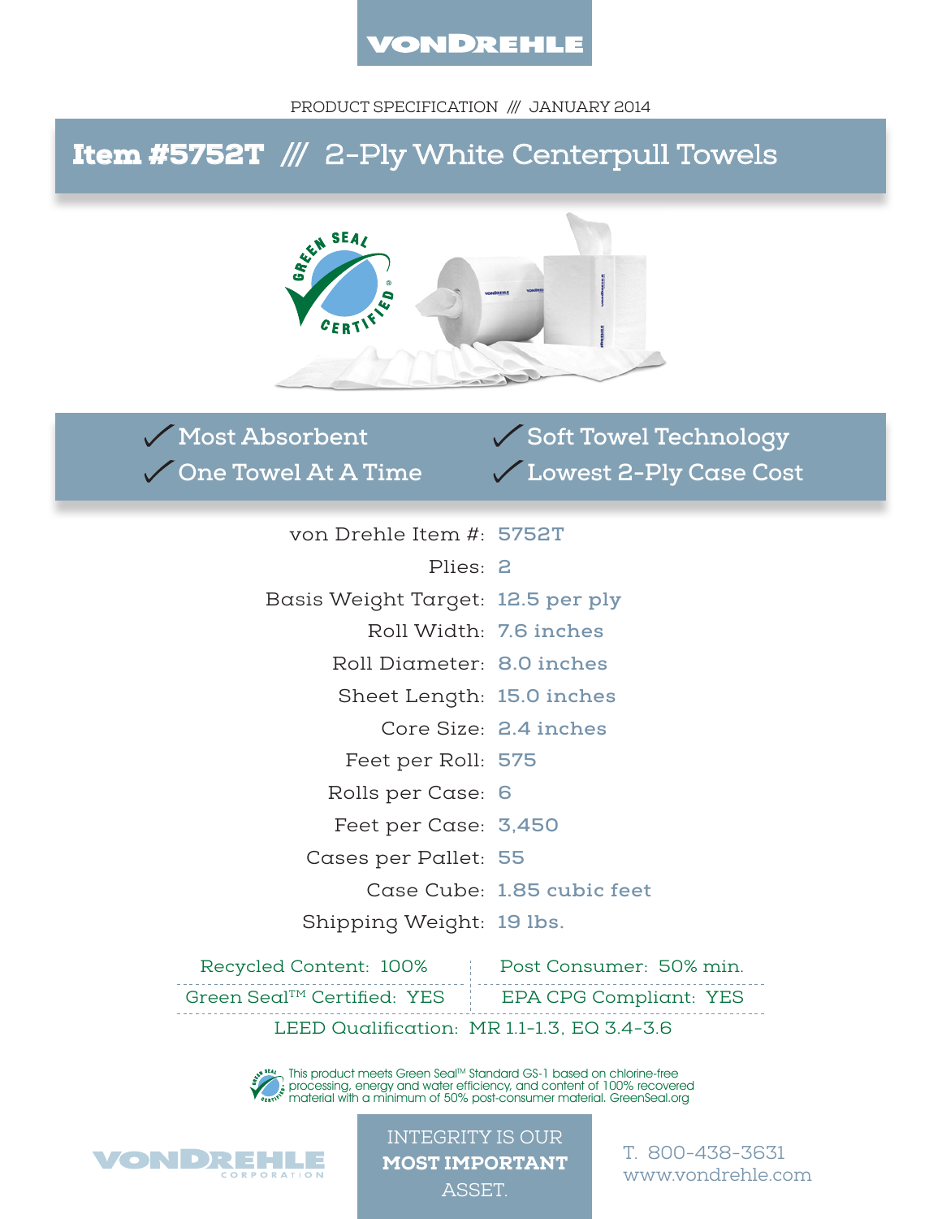VONDREHLE

PRODUCT SPECIFICATION /// JANUARY 2014

# Item #5752T /// 2-Ply White Centerpull Towels

- ✓ Most Absorbent
- ✓ One Towel At A Time
- ✓ Soft Towel Technology
- ✓ Lowest 2-Ply Case Cost

| | |
|---|---|
| von Drehle Item #: | 5752T |
| Plies: | 2 |
| Basis Weight Target: | 12.5 per ply |
| Roll Width: | 7.6 inches |
| Roll Diameter: | 8.0 inches |
| Sheet Length: | 15.0 inches |
| Core Size: | 2.4 inches |
| Feet per Roll: | 575 |
| Rolls per Case: | 6 |
| Feet per Case: | 3,450 |
| Cases per Pallet: | 55 |
| Case Cube: | 1.85 cubic feet |
| Shipping Weight: | 19 lbs. |

| | |
|---|---|
| Recycled Content: 100% | Post Consumer: 50% min. |
| Green Seal™ Certified: YES | EPA CPG Compliant: YES |

LEED Qualification: MR 1.1-1.3, EQ 3.4-3.6

This product meets Green Seal™ Standard GS-1 based on chlorine-free processing, energy and water efficiency, and content of 100% recovered material with a minimum of 50% post-consumer material. GreenSeal.org

VONDREHLE CORPORATION

INTEGRITY IS OUR **MOST IMPORTANT** ASSET.

T. 800-438-3631
www.vondrehle.com